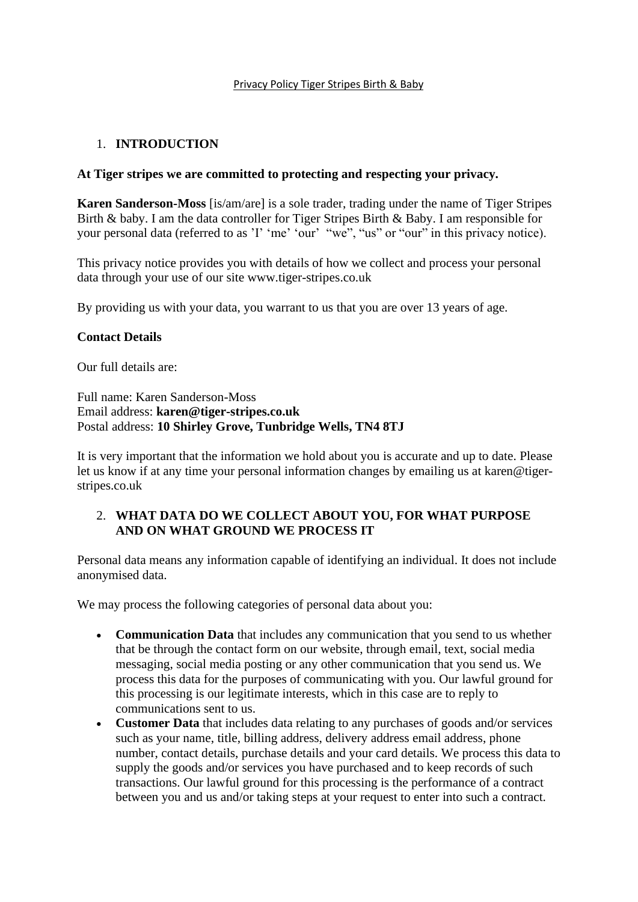Privacy Policy Tiger Stripes Birth & Baby

## 1. INTRODUCTION

**At Tiger stripes we are committed to protecting and respecting your privacy.**

**Karen Sanderson-Moss** [is/am/are] is a sole trader, trading under the name of Tiger Stripes Birth & baby. I am the data controller for Tiger Stripes Birth & Baby. I am responsible for your personal data (referred to as 'I' 'me' 'our' "we", "us" or "our" in this privacy notice).

This privacy notice provides you with details of how we collect and process your personal data through your use of our site www.tiger-stripes.co.uk

By providing us with your data, you warrant to us that you are over 13 years of age.

**Contact Details**

Our full details are:

Full name: Karen Sanderson-Moss
Email address: **karen@tiger-stripes.co.uk**
Postal address: **10 Shirley Grove, Tunbridge Wells, TN4 8TJ**

It is very important that the information we hold about you is accurate and up to date. Please let us know if at any time your personal information changes by emailing us at karen@tiger-stripes.co.uk

## 2. WHAT DATA DO WE COLLECT ABOUT YOU, FOR WHAT PURPOSE AND ON WHAT GROUND WE PROCESS IT

Personal data means any information capable of identifying an individual. It does not include anonymised data.

We may process the following categories of personal data about you:

- **Communication Data** that includes any communication that you send to us whether that be through the contact form on our website, through email, text, social media messaging, social media posting or any other communication that you send us. We process this data for the purposes of communicating with you. Our lawful ground for this processing is our legitimate interests, which in this case are to reply to communications sent to us.
- **Customer Data** that includes data relating to any purchases of goods and/or services such as your name, title, billing address, delivery address email address, phone number, contact details, purchase details and your card details. We process this data to supply the goods and/or services you have purchased and to keep records of such transactions. Our lawful ground for this processing is the performance of a contract between you and us and/or taking steps at your request to enter into such a contract.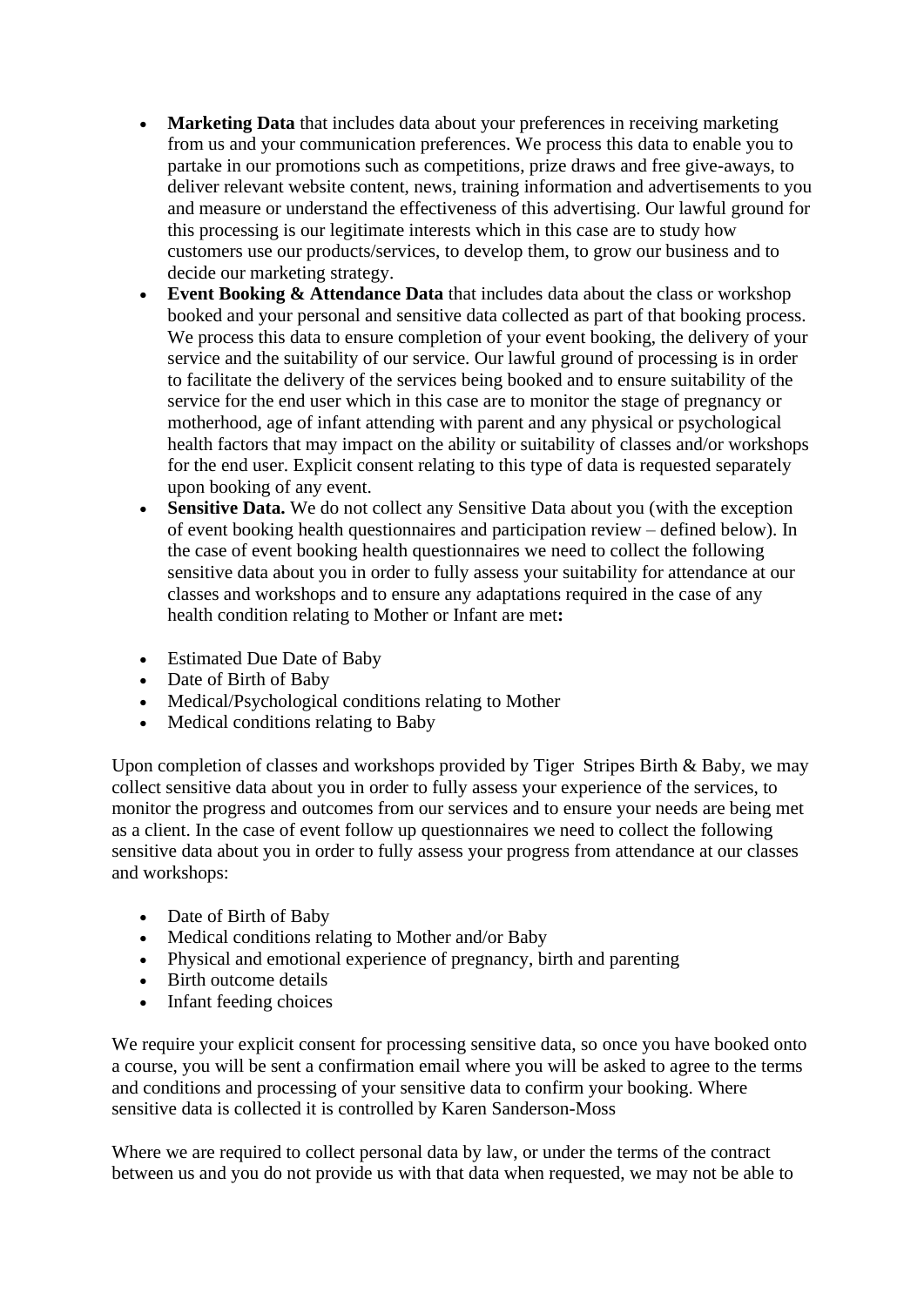- **Marketing Data** that includes data about your preferences in receiving marketing from us and your communication preferences. We process this data to enable you to partake in our promotions such as competitions, prize draws and free give-aways, to deliver relevant website content, news, training information and advertisements to you and measure or understand the effectiveness of this advertising. Our lawful ground for this processing is our legitimate interests which in this case are to study how customers use our products/services, to develop them, to grow our business and to decide our marketing strategy.
- **Event Booking & Attendance Data** that includes data about the class or workshop booked and your personal and sensitive data collected as part of that booking process. We process this data to ensure completion of your event booking, the delivery of your service and the suitability of our service. Our lawful ground of processing is in order to facilitate the delivery of the services being booked and to ensure suitability of the service for the end user which in this case are to monitor the stage of pregnancy or motherhood, age of infant attending with parent and any physical or psychological health factors that may impact on the ability or suitability of classes and/or workshops for the end user. Explicit consent relating to this type of data is requested separately upon booking of any event.
- **Sensitive Data.** We do not collect any Sensitive Data about you (with the exception of event booking health questionnaires and participation review – defined below). In the case of event booking health questionnaires we need to collect the following sensitive data about you in order to fully assess your suitability for attendance at our classes and workshops and to ensure any adaptations required in the case of any health condition relating to Mother or Infant are met**:**

- Estimated Due Date of Baby
- Date of Birth of Baby
- Medical/Psychological conditions relating to Mother
- Medical conditions relating to Baby

Upon completion of classes and workshops provided by Tiger Stripes Birth & Baby, we may collect sensitive data about you in order to fully assess your experience of the services, to monitor the progress and outcomes from our services and to ensure your needs are being met as a client. In the case of event follow up questionnaires we need to collect the following sensitive data about you in order to fully assess your progress from attendance at our classes and workshops:

- Date of Birth of Baby
- Medical conditions relating to Mother and/or Baby
- Physical and emotional experience of pregnancy, birth and parenting
- Birth outcome details
- Infant feeding choices

We require your explicit consent for processing sensitive data, so once you have booked onto a course, you will be sent a confirmation email where you will be asked to agree to the terms and conditions and processing of your sensitive data to confirm your booking. Where sensitive data is collected it is controlled by Karen Sanderson-Moss

Where we are required to collect personal data by law, or under the terms of the contract between us and you do not provide us with that data when requested, we may not be able to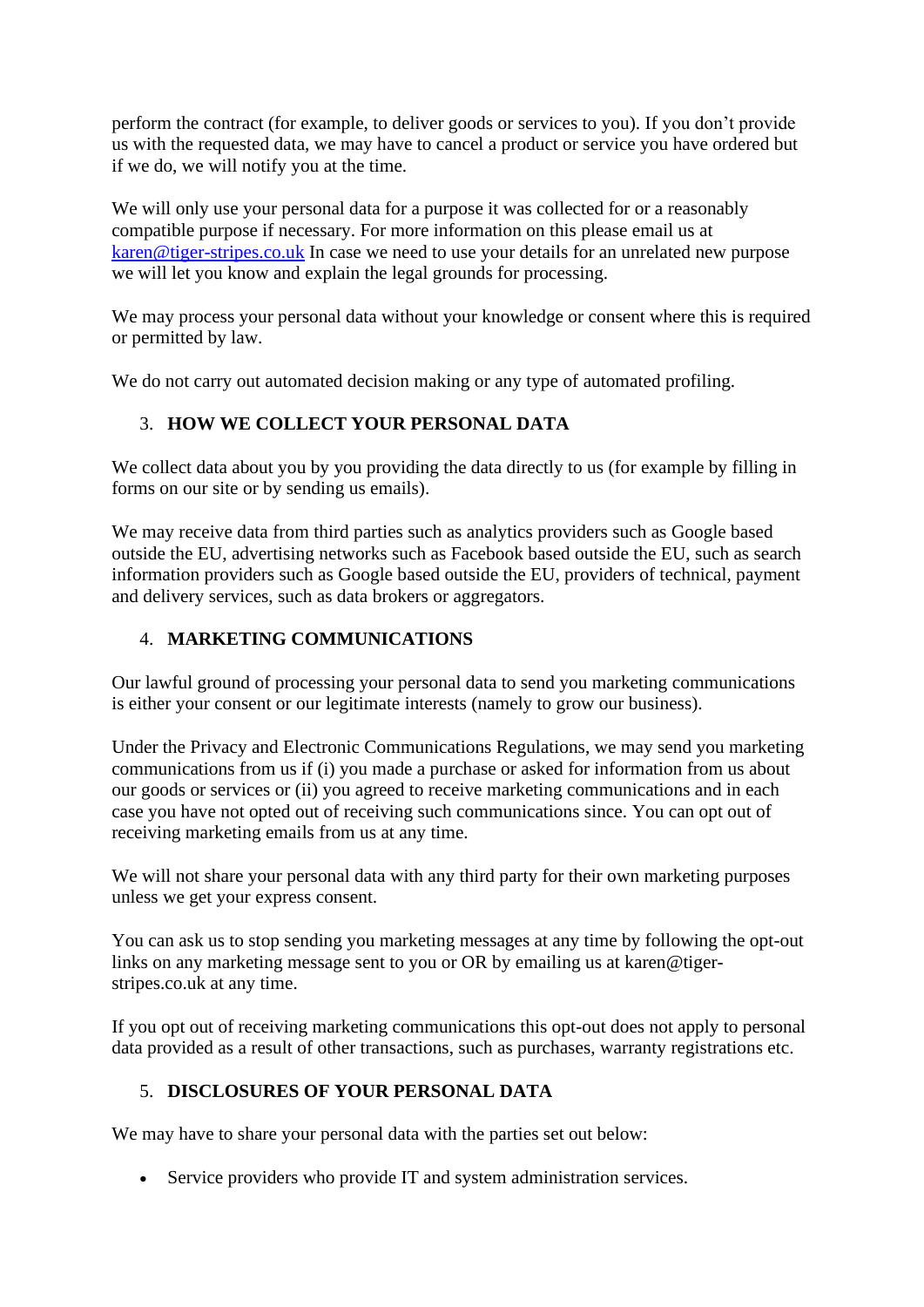perform the contract (for example, to deliver goods or services to you). If you don't provide us with the requested data, we may have to cancel a product or service you have ordered but if we do, we will notify you at the time.

We will only use your personal data for a purpose it was collected for or a reasonably compatible purpose if necessary. For more information on this please email us at karen@tiger-stripes.co.uk In case we need to use your details for an unrelated new purpose we will let you know and explain the legal grounds for processing.

We may process your personal data without your knowledge or consent where this is required or permitted by law.

We do not carry out automated decision making or any type of automated profiling.

## 3. HOW WE COLLECT YOUR PERSONAL DATA

We collect data about you by you providing the data directly to us (for example by filling in forms on our site or by sending us emails).

We may receive data from third parties such as analytics providers such as Google based outside the EU, advertising networks such as Facebook based outside the EU, such as search information providers such as Google based outside the EU, providers of technical, payment and delivery services, such as data brokers or aggregators.

## 4. MARKETING COMMUNICATIONS

Our lawful ground of processing your personal data to send you marketing communications is either your consent or our legitimate interests (namely to grow our business).

Under the Privacy and Electronic Communications Regulations, we may send you marketing communications from us if (i) you made a purchase or asked for information from us about our goods or services or (ii) you agreed to receive marketing communications and in each case you have not opted out of receiving such communications since. You can opt out of receiving marketing emails from us at any time.

We will not share your personal data with any third party for their own marketing purposes unless we get your express consent.

You can ask us to stop sending you marketing messages at any time by following the opt-out links on any marketing message sent to you or OR by emailing us at karen@tiger-stripes.co.uk at any time.

If you opt out of receiving marketing communications this opt-out does not apply to personal data provided as a result of other transactions, such as purchases, warranty registrations etc.

## 5. DISCLOSURES OF YOUR PERSONAL DATA

We may have to share your personal data with the parties set out below:

- Service providers who provide IT and system administration services.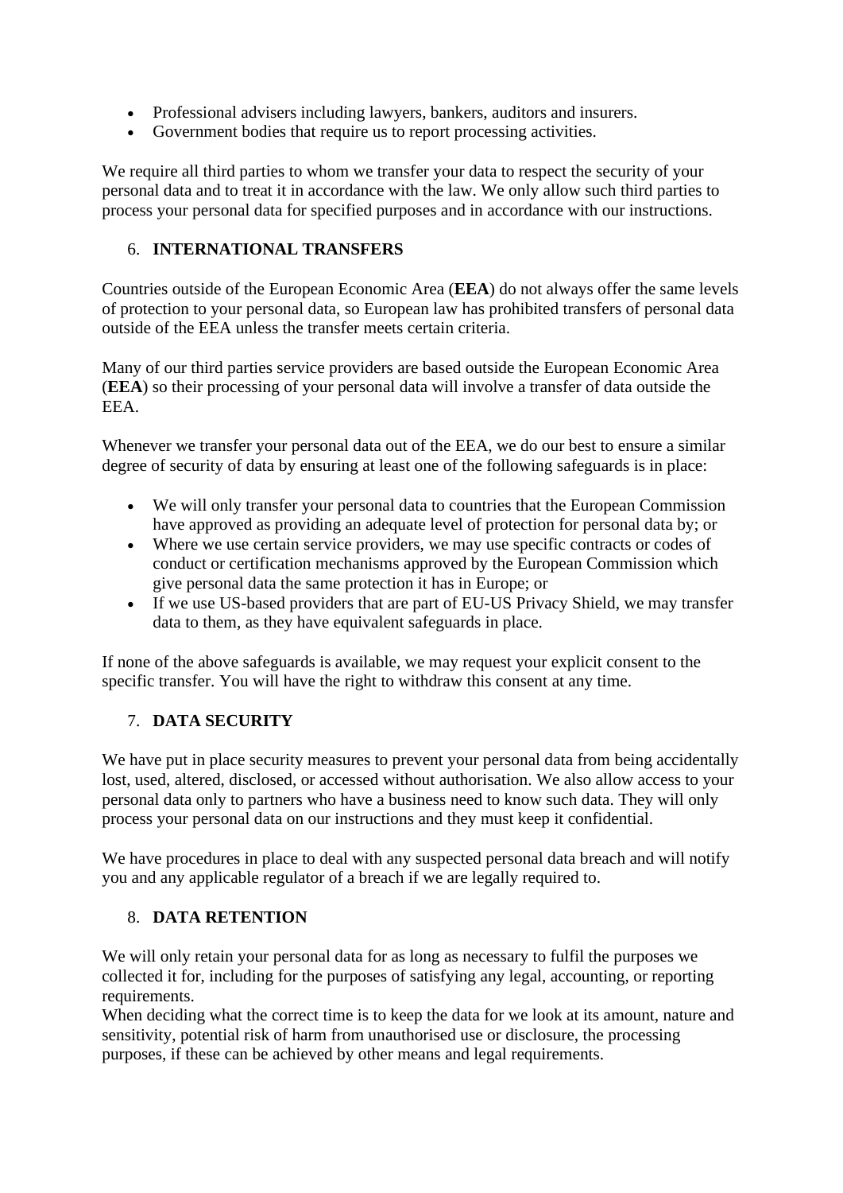- Professional advisers including lawyers, bankers, auditors and insurers.
- Government bodies that require us to report processing activities.

We require all third parties to whom we transfer your data to respect the security of your personal data and to treat it in accordance with the law. We only allow such third parties to process your personal data for specified purposes and in accordance with our instructions.

6. **INTERNATIONAL TRANSFERS**

Countries outside of the European Economic Area (**EEA**) do not always offer the same levels of protection to your personal data, so European law has prohibited transfers of personal data outside of the EEA unless the transfer meets certain criteria.

Many of our third parties service providers are based outside the European Economic Area (**EEA**) so their processing of your personal data will involve a transfer of data outside the EEA.

Whenever we transfer your personal data out of the EEA, we do our best to ensure a similar degree of security of data by ensuring at least one of the following safeguards is in place:

- We will only transfer your personal data to countries that the European Commission have approved as providing an adequate level of protection for personal data by; or
- Where we use certain service providers, we may use specific contracts or codes of conduct or certification mechanisms approved by the European Commission which give personal data the same protection it has in Europe; or
- If we use US-based providers that are part of EU-US Privacy Shield, we may transfer data to them, as they have equivalent safeguards in place.

If none of the above safeguards is available, we may request your explicit consent to the specific transfer. You will have the right to withdraw this consent at any time.

7. **DATA SECURITY**

We have put in place security measures to prevent your personal data from being accidentally lost, used, altered, disclosed, or accessed without authorisation. We also allow access to your personal data only to partners who have a business need to know such data. They will only process your personal data on our instructions and they must keep it confidential.

We have procedures in place to deal with any suspected personal data breach and will notify you and any applicable regulator of a breach if we are legally required to.

8. **DATA RETENTION**

We will only retain your personal data for as long as necessary to fulfil the purposes we collected it for, including for the purposes of satisfying any legal, accounting, or reporting requirements.
When deciding what the correct time is to keep the data for we look at its amount, nature and sensitivity, potential risk of harm from unauthorised use or disclosure, the processing purposes, if these can be achieved by other means and legal requirements.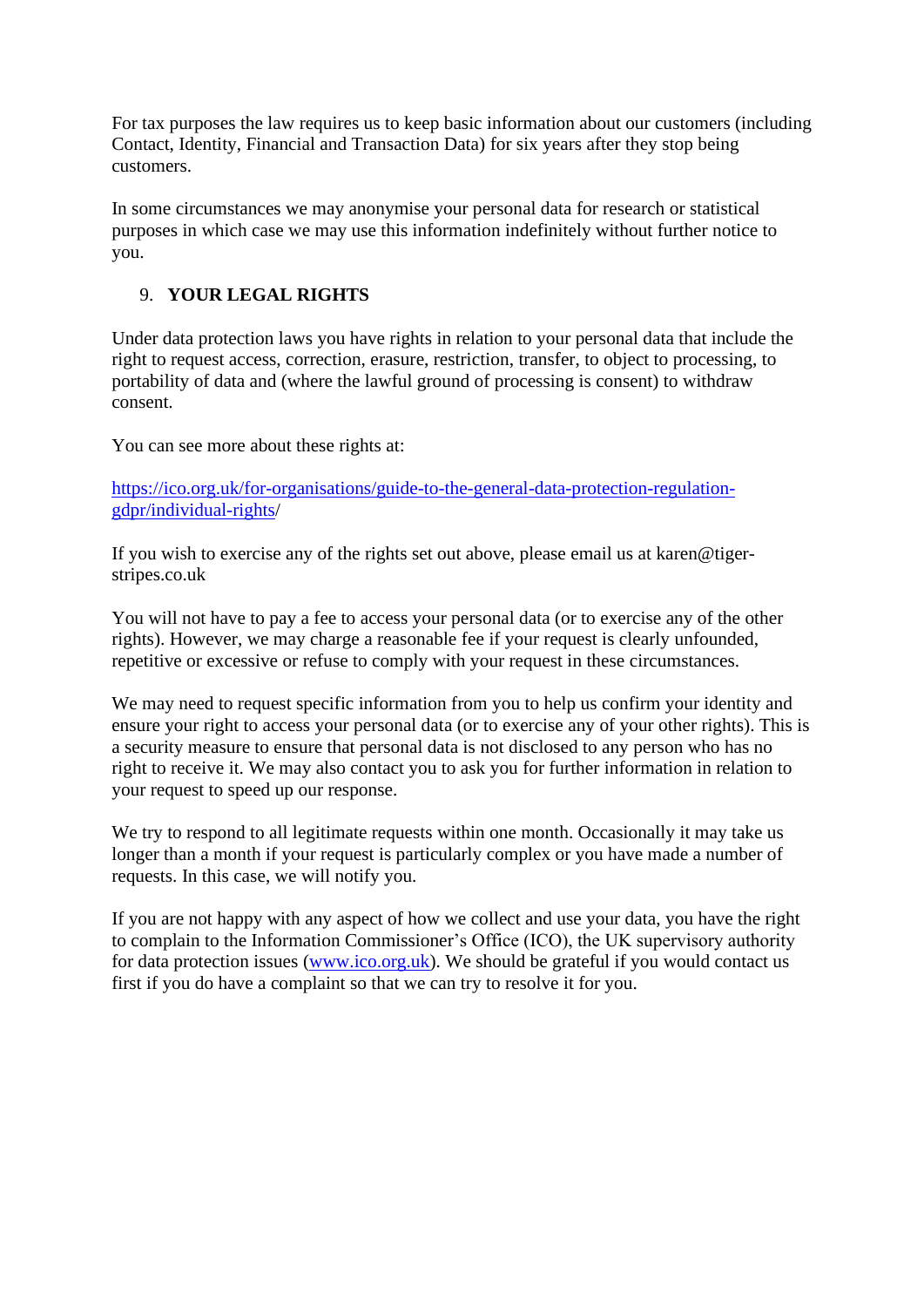For tax purposes the law requires us to keep basic information about our customers (including Contact, Identity, Financial and Transaction Data) for six years after they stop being customers.

In some circumstances we may anonymise your personal data for research or statistical purposes in which case we may use this information indefinitely without further notice to you.

## 9. YOUR LEGAL RIGHTS

Under data protection laws you have rights in relation to your personal data that include the right to request access, correction, erasure, restriction, transfer, to object to processing, to portability of data and (where the lawful ground of processing is consent) to withdraw consent.

You can see more about these rights at:

[https://ico.org.uk/for-organisations/guide-to-the-general-data-protection-regulation-gdpr/individual-rights](https://ico.org.uk/for-organisations/guide-to-the-general-data-protection-regulation-gdpr/individual-rights)/

If you wish to exercise any of the rights set out above, please email us at karen@tiger-stripes.co.uk

You will not have to pay a fee to access your personal data (or to exercise any of the other rights). However, we may charge a reasonable fee if your request is clearly unfounded, repetitive or excessive or refuse to comply with your request in these circumstances.

We may need to request specific information from you to help us confirm your identity and ensure your right to access your personal data (or to exercise any of your other rights). This is a security measure to ensure that personal data is not disclosed to any person who has no right to receive it. We may also contact you to ask you for further information in relation to your request to speed up our response.

We try to respond to all legitimate requests within one month. Occasionally it may take us longer than a month if your request is particularly complex or you have made a number of requests. In this case, we will notify you.

If you are not happy with any aspect of how we collect and use your data, you have the right to complain to the Information Commissioner's Office (ICO), the UK supervisory authority for data protection issues ([www.ico.org.uk](www.ico.org.uk)). We should be grateful if you would contact us first if you do have a complaint so that we can try to resolve it for you.